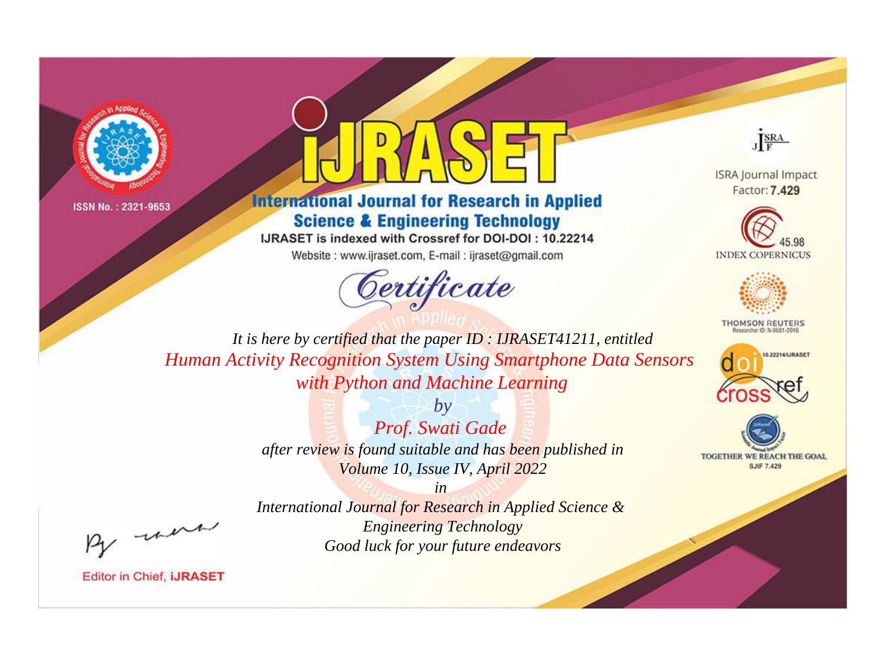ISSN No. : 2321-9653

# IJRASET

## International Journal for Research in Applied Science & Engineering Technology

IJRASET is indexed with Crossref for DOI-DOI : 10.22214

Website : www.ijraset.com, E-mail : ijraset@gmail.com

ISRA Journal Impact Factor: **7.429**

45.98 INDEX COPERNICUS

THOMSON REUTERS Researcher ID: N-9681-2016

10.22214/IJRASET

TOGETHER WE REACH THE GOAL SJIF 7.429

# *Certificate*

*It is here by certified that the paper ID : IJRASET41211, entitled*

*Human Activity Recognition System Using Smartphone Data Sensors with Python and Machine Learning*

*by*

*Prof. Swati Gade*

*after review is found suitable and has been published in*

*Volume 10, Issue IV, April 2022*

*in*

*International Journal for Research in Applied Science & Engineering Technology*

*Good luck for your future endeavors*

Editor in Chief, **iJRASET**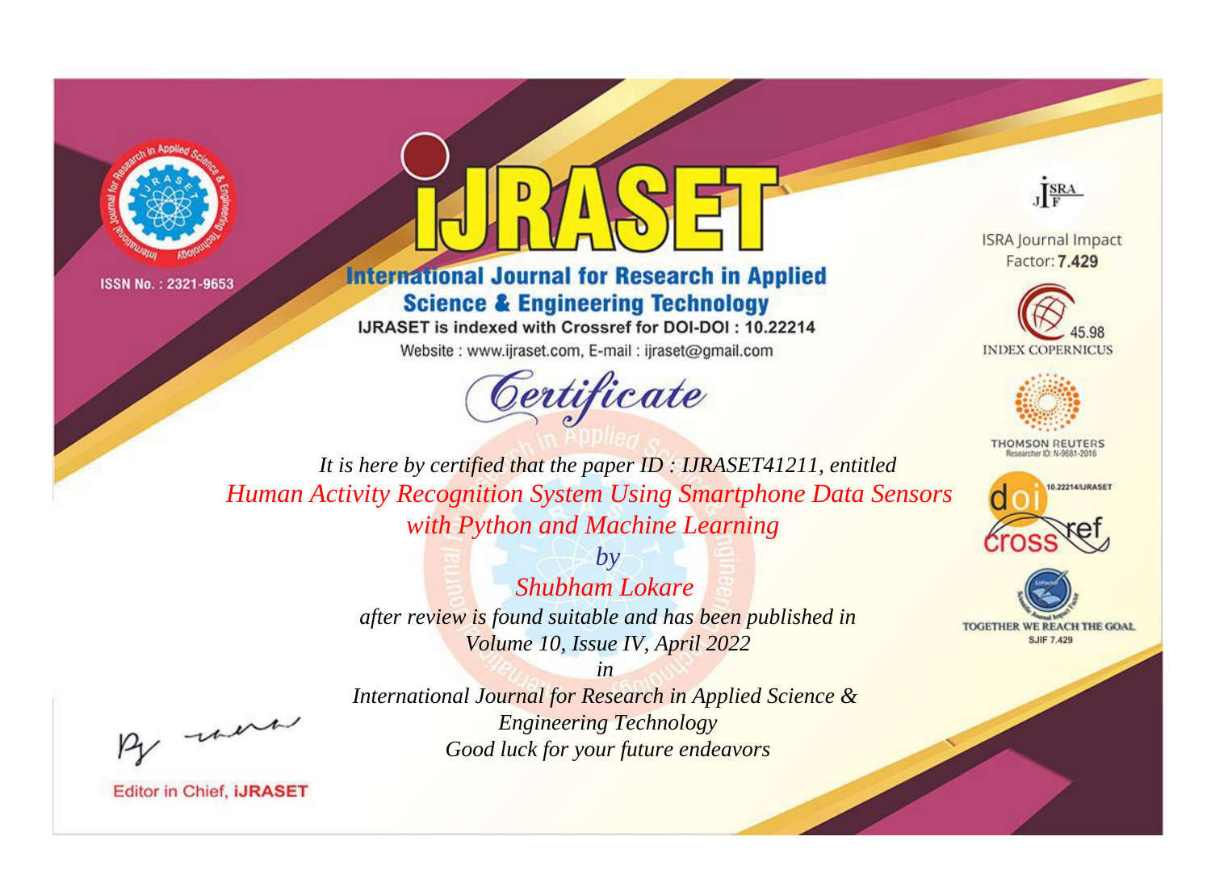ISSN No. : 2321-9653

# iJRASET

## International Journal for Research in Applied Science & Engineering Technology

IJRASET is indexed with Crossref for DOI-DOI : 10.22214

Website : www.ijraset.com, E-mail : ijraset@gmail.com

*Certificate*

*It is here by certified that the paper ID : IJRASET41211, entitled*

*Human Activity Recognition System Using Smartphone Data Sensors with Python and Machine Learning*

*by*

*Shubham Lokare*

*after review is found suitable and has been published in*

*Volume 10, Issue IV, April 2022*

*in*

*International Journal for Research in Applied Science & Engineering Technology*

*Good luck for your future endeavors*

Editor in Chief, iJRASET

ISRA Journal Impact Factor: **7.429**

INDEX COPERNICUS 45.98

THOMSON REUTERS Researcher ID: N-9681-2016

10.22214/IJRASET

TOGETHER WE REACH THE GOAL SJIF 7.429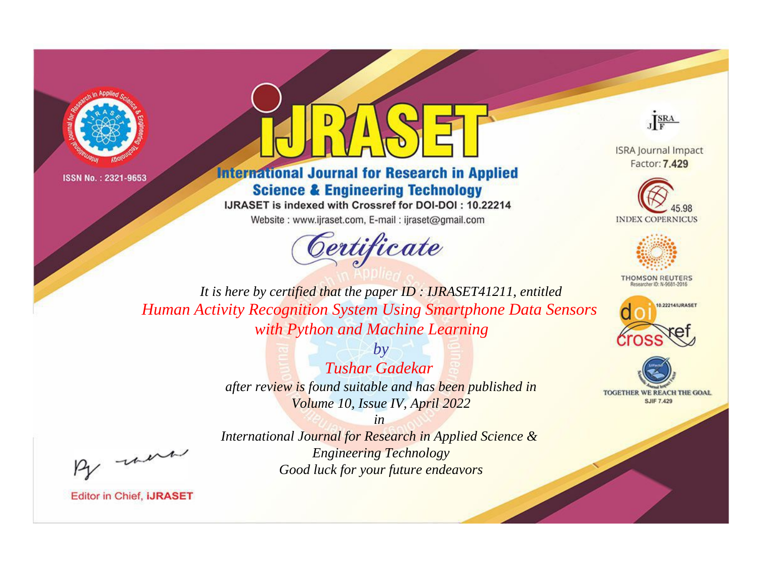ISSN No. : 2321-9653

# IJRASET

## International Journal for Research in Applied Science & Engineering Technology

IJRASET is indexed with Crossref for DOI-DOI : 10.22214

Website : www.ijraset.com, E-mail : ijraset@gmail.com

ISRA Journal Impact Factor: **7.429**

45.98 INDEX COPERNICUS

THOMSON REUTERS Researcher ID: N-9681-2016

10.22214/IJRASET

TOGETHER WE REACH THE GOAL SJIF 7.429

# Certificate

*It is here by certified that the paper ID : IJRASET41211, entitled*

*Human Activity Recognition System Using Smartphone Data Sensors with Python and Machine Learning*

*by*

*Tushar Gadekar*

*after review is found suitable and has been published in*

*Volume 10, Issue IV, April 2022*

*in*

*International Journal for Research in Applied Science & Engineering Technology*

*Good luck for your future endeavors*

Editor in Chief, iJRASET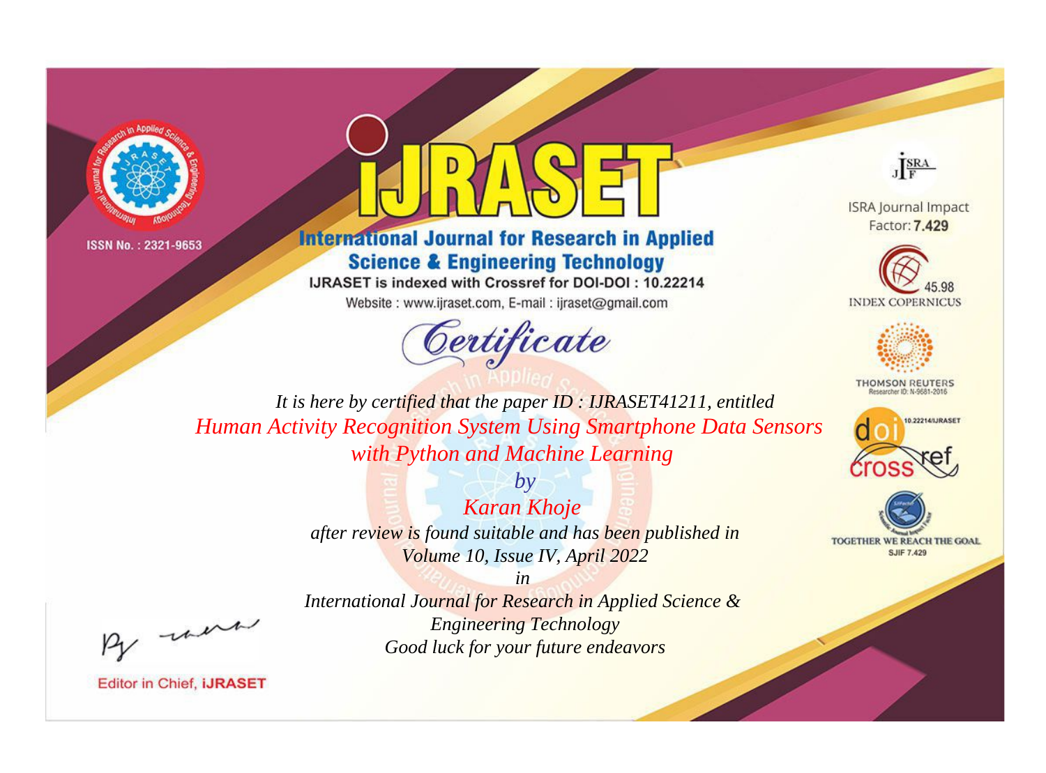ISSN No. : 2321-9653

# IJRASET

## International Journal for Research in Applied Science & Engineering Technology

IJRASET is indexed with Crossref for DOI-DOI : 10.22214

Website : www.ijraset.com, E-mail : ijraset@gmail.com

*Certificate*

*It is here by certified that the paper ID : IJRASET41211, entitled*

*Human Activity Recognition System Using Smartphone Data Sensors with Python and Machine Learning*

*by*

*Karan Khoje*

*after review is found suitable and has been published in*

*Volume 10, Issue IV, April 2022*

*in*

*International Journal for Research in Applied Science & Engineering Technology*

*Good luck for your future endeavors*

ISRA Journal Impact Factor: **7.429**

45.98 INDEX COPERNICUS

THOMSON REUTERS Researcher ID: N-9681-2016

10.22214/IJRASET

TOGETHER WE REACH THE GOAL SJIF 7.429

Editor in Chief, **iJRASET**